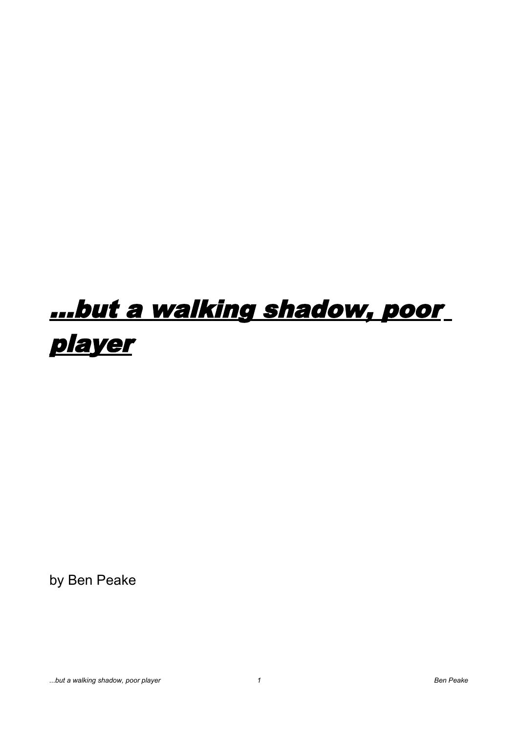# *...but a walking shadow, poor player*

by Ben Peake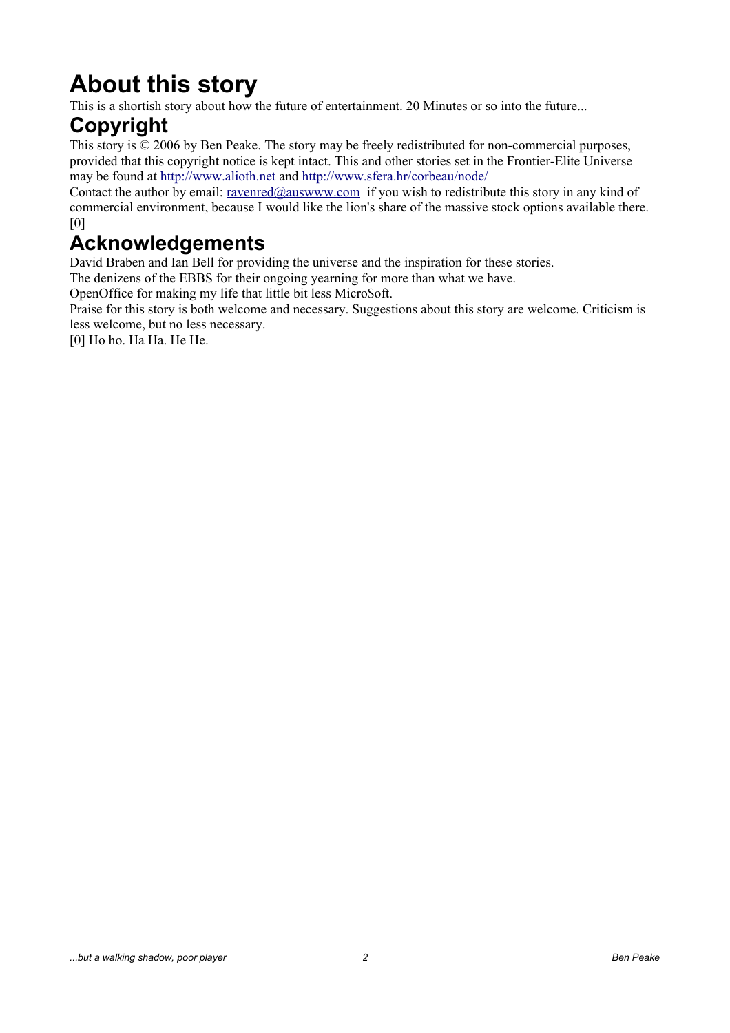# About this story

This is a shortish story about how the future of entertainment. 20 Minutes or so into the future...

## Copyright

This story is © 2006 by Ben Peake. The story may be freely redistributed for non-commercial purposes, provided that this copyright notice is kept intact. This and other stories set in the Frontier-Elite Universe may be found at http://www.alioth.net and http://www.sfera.hr/corbeau/node/

Contact the author by email: ravenred@auswww.com if you wish to redistribute this story in any kind of commercial environment, because I would like the lion's share of the massive stock options available there. [0]

## Acknowledgements

David Braben and Ian Bell for providing the universe and the inspiration for these stories.

The denizens of the EBBS for their ongoing yearning for more than what we have.

OpenOffice for making my life that little bit less Micro$oft.

Praise for this story is both welcome and necessary. Suggestions about this story are welcome. Criticism is less welcome, but no less necessary.

[0] Ho ho. Ha Ha. He He.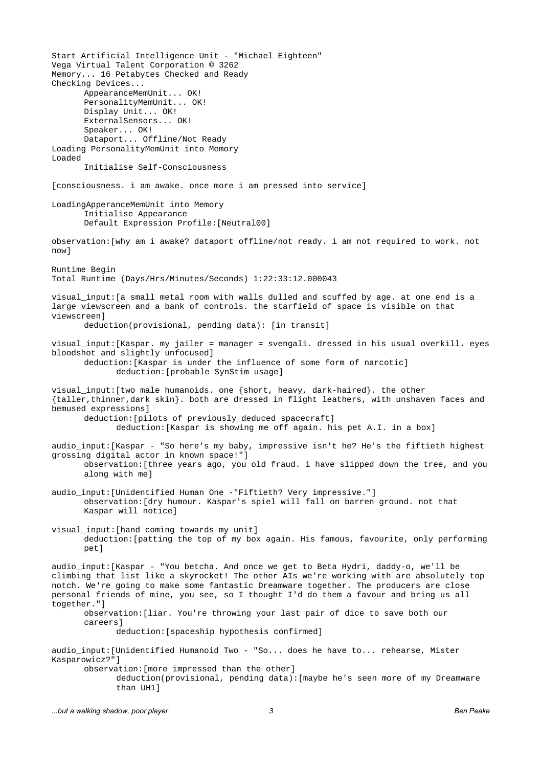```
Start Artificial Intelligence Unit - "Michael Eighteen"
Vega Virtual Talent Corporation © 3262
Memory... 16 Petabytes Checked and Ready
Checking Devices...
      AppearanceMemUnit... OK!
      PersonalityMemUnit... OK!
      Display Unit... OK!
      ExternalSensors... OK!
      Speaker... OK!
      Dataport... Offline/Not Ready
Loading PersonalityMemUnit into Memory
Loaded
      Initialise Self-Consciousness

[consciousness. i am awake. once more i am pressed into service]

LoadingApperanceMemUnit into Memory
      Initialise Appearance
      Default Expression Profile:[Neutral00]

observation:[why am i awake? dataport offline/not ready. i am not required to work. not
now]

Runtime Begin
Total Runtime (Days/Hrs/Minutes/Seconds) 1:22:33:12.000043

visual_input:[a small metal room with walls dulled and scuffed by age. at one end is a
large viewscreen and a bank of controls. the starfield of space is visible on that
viewscreen]
      deduction(provisional, pending data): [in transit]

visual_input:[Kaspar. my jailer = manager = svengali. dressed in his usual overkill. eyes
bloodshot and slightly unfocused]
      deduction:[Kaspar is under the influence of some form of narcotic]
            deduction:[probable SynStim usage]

visual_input:[two male humanoids. one {short, heavy, dark-haired}. the other
{taller,thinner,dark skin}. both are dressed in flight leathers, with unshaven faces and
bemused expressions]
      deduction:[pilots of previously deduced spacecraft]
            deduction:[Kaspar is showing me off again. his pet A.I. in a box]

audio_input:[Kaspar - "So here's my baby, impressive isn't he? He's the fiftieth highest
grossing digital actor in known space!"]
      observation:[three years ago, you old fraud. i have slipped down the tree, and you
      along with me]

audio_input:[Unidentified Human One -"Fiftieth? Very impressive."]
      observation:[dry humour. Kaspar's spiel will fall on barren ground. not that
      Kaspar will notice]

visual_input:[hand coming towards my unit]
      deduction:[patting the top of my box again. His famous, favourite, only performing
      pet]

audio_input:[Kaspar - "You betcha. And once we get to Beta Hydri, daddy-o, we'll be
climbing that list like a skyrocket! The other AIs we're working with are absolutely top
notch. We're going to make some fantastic Dreamware together. The producers are close
personal friends of mine, you see, so I thought I'd do them a favour and bring us all
together."]
      observation:[liar. You're throwing your last pair of dice to save both our
      careers]
            deduction:[spaceship hypothesis confirmed]

audio_input:[Unidentified Humanoid Two - "So... does he have to... rehearse, Mister
Kasparowicz?"]
      observation:[more impressed than the other]
            deduction(provisional, pending data):[maybe he's seen more of my Dreamware
            than UH1]
```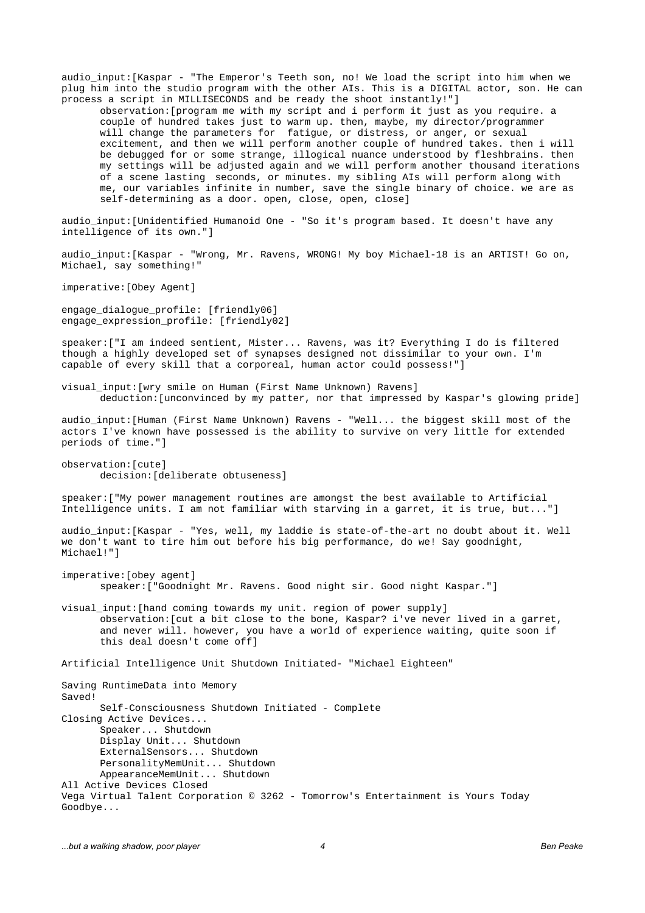audio_input:[Kaspar - "The Emperor's Teeth son, no! We load the script into him when we plug him into the studio program with the other AIs. This is a DIGITAL actor, son. He can process a script in MILLISECONDS and be ready the shoot instantly!"]

 observation:[program me with my script and i perform it just as you require. a couple of hundred takes just to warm up. then, maybe, my director/programmer will change the parameters for fatigue, or distress, or anger, or sexual excitement, and then we will perform another couple of hundred takes. then i will be debugged for or some strange, illogical nuance understood by fleshbrains. then my settings will be adjusted again and we will perform another thousand iterations of a scene lasting seconds, or minutes. my sibling AIs will perform along with me, our variables infinite in number, save the single binary of choice. we are as self-determining as a door. open, close, open, close]

audio_input:[Unidentified Humanoid One - "So it's program based. It doesn't have any intelligence of its own."]

audio_input:[Kaspar - "Wrong, Mr. Ravens, WRONG! My boy Michael-18 is an ARTIST! Go on, Michael, say something!"

imperative:[Obey Agent]

engage_dialogue_profile: [friendly06]
engage_expression_profile: [friendly02]

speaker:["I am indeed sentient, Mister... Ravens, was it? Everything I do is filtered though a highly developed set of synapses designed not dissimilar to your own. I'm capable of every skill that a corporeal, human actor could possess!"]

visual_input:[wry smile on Human (First Name Unknown) Ravens]
 deduction:[unconvinced by my patter, nor that impressed by Kaspar's glowing pride]

audio_input:[Human (First Name Unknown) Ravens - "Well... the biggest skill most of the actors I've known have possessed is the ability to survive on very little for extended periods of time."]

observation:[cute]
 decision:[deliberate obtuseness]

speaker:["My power management routines are amongst the best available to Artificial Intelligence units. I am not familiar with starving in a garret, it is true, but..."]

audio_input:[Kaspar - "Yes, well, my laddie is state-of-the-art no doubt about it. Well we don't want to tire him out before his big performance, do we! Say goodnight, Michael!"]

imperative:[obey agent]
 speaker:["Goodnight Mr. Ravens. Good night sir. Good night Kaspar."]

visual_input:[hand coming towards my unit. region of power supply]
 observation:[cut a bit close to the bone, Kaspar? i've never lived in a garret, and never will. however, you have a world of experience waiting, quite soon if this deal doesn't come off]

Artificial Intelligence Unit Shutdown Initiated- "Michael Eighteen"

Saving RuntimeData into Memory
Saved!
 Self-Consciousness Shutdown Initiated - Complete
Closing Active Devices...
 Speaker... Shutdown
 Display Unit... Shutdown
 ExternalSensors... Shutdown
 PersonalityMemUnit... Shutdown
 AppearanceMemUnit... Shutdown
All Active Devices Closed
Vega Virtual Talent Corporation © 3262 - Tomorrow's Entertainment is Yours Today
Goodbye...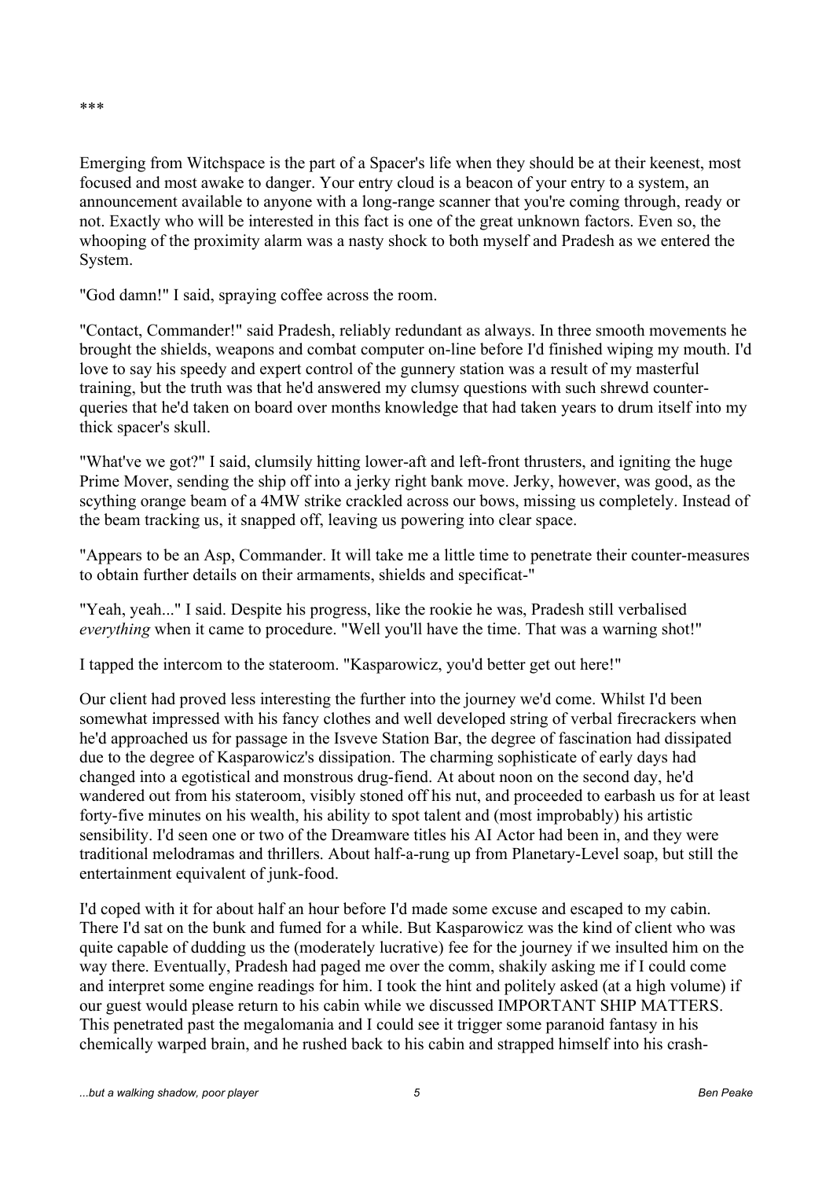***

Emerging from Witchspace is the part of a Spacer's life when they should be at their keenest, most focused and most awake to danger. Your entry cloud is a beacon of your entry to a system, an announcement available to anyone with a long-range scanner that you're coming through, ready or not. Exactly who will be interested in this fact is one of the great unknown factors. Even so, the whooping of the proximity alarm was a nasty shock to both myself and Pradesh as we entered the System.

"God damn!" I said, spraying coffee across the room.

"Contact, Commander!" said Pradesh, reliably redundant as always. In three smooth movements he brought the shields, weapons and combat computer on-line before I'd finished wiping my mouth. I'd love to say his speedy and expert control of the gunnery station was a result of my masterful training, but the truth was that he'd answered my clumsy questions with such shrewd counter-queries that he'd taken on board over months knowledge that had taken years to drum itself into my thick spacer's skull.

"What've we got?" I said, clumsily hitting lower-aft and left-front thrusters, and igniting the huge Prime Mover, sending the ship off into a jerky right bank move. Jerky, however, was good, as the scything orange beam of a 4MW strike crackled across our bows, missing us completely. Instead of the beam tracking us, it snapped off, leaving us powering into clear space.

"Appears to be an Asp, Commander. It will take me a little time to penetrate their counter-measures to obtain further details on their armaments, shields and specificat-"

"Yeah, yeah..." I said. Despite his progress, like the rookie he was, Pradesh still verbalised *everything* when it came to procedure. "Well you'll have the time. That was a warning shot!"

I tapped the intercom to the stateroom. "Kasparowicz, you'd better get out here!"

Our client had proved less interesting the further into the journey we'd come. Whilst I'd been somewhat impressed with his fancy clothes and well developed string of verbal firecrackers when he'd approached us for passage in the Isveve Station Bar, the degree of fascination had dissipated due to the degree of Kasparowicz's dissipation. The charming sophisticate of early days had changed into a egotistical and monstrous drug-fiend. At about noon on the second day, he'd wandered out from his stateroom, visibly stoned off his nut, and proceeded to earbash us for at least forty-five minutes on his wealth, his ability to spot talent and (most improbably) his artistic sensibility. I'd seen one or two of the Dreamware titles his AI Actor had been in, and they were traditional melodramas and thrillers. About half-a-rung up from Planetary-Level soap, but still the entertainment equivalent of junk-food.

I'd coped with it for about half an hour before I'd made some excuse and escaped to my cabin. There I'd sat on the bunk and fumed for a while. But Kasparowicz was the kind of client who was quite capable of dudding us the (moderately lucrative) fee for the journey if we insulted him on the way there. Eventually, Pradesh had paged me over the comm, shakily asking me if I could come and interpret some engine readings for him. I took the hint and politely asked (at a high volume) if our guest would please return to his cabin while we discussed IMPORTANT SHIP MATTERS. This penetrated past the megalomania and I could see it trigger some paranoid fantasy in his chemically warped brain, and he rushed back to his cabin and strapped himself into his crash-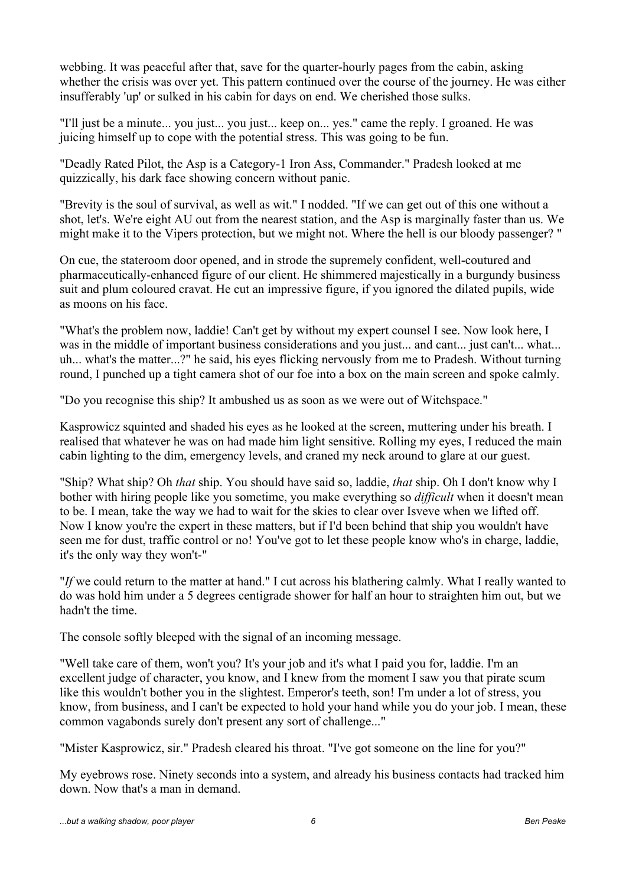webbing. It was peaceful after that, save for the quarter-hourly pages from the cabin, asking whether the crisis was over yet. This pattern continued over the course of the journey. He was either insufferably 'up' or sulked in his cabin for days on end. We cherished those sulks.

"I'll just be a minute... you just... you just... keep on... yes." came the reply. I groaned. He was juicing himself up to cope with the potential stress. This was going to be fun.

"Deadly Rated Pilot, the Asp is a Category-1 Iron Ass, Commander." Pradesh looked at me quizzically, his dark face showing concern without panic.

"Brevity is the soul of survival, as well as wit." I nodded. "If we can get out of this one without a shot, let's. We're eight AU out from the nearest station, and the Asp is marginally faster than us. We might make it to the Vipers protection, but we might not. Where the hell is our bloody passenger? "

On cue, the stateroom door opened, and in strode the supremely confident, well-coutured and pharmaceutically-enhanced figure of our client. He shimmered majestically in a burgundy business suit and plum coloured cravat. He cut an impressive figure, if you ignored the dilated pupils, wide as moons on his face.

"What's the problem now, laddie! Can't get by without my expert counsel I see. Now look here, I was in the middle of important business considerations and you just... and cant... just can't... what... uh... what's the matter...?" he said, his eyes flicking nervously from me to Pradesh. Without turning round, I punched up a tight camera shot of our foe into a box on the main screen and spoke calmly.

"Do you recognise this ship? It ambushed us as soon as we were out of Witchspace."

Kasprowicz squinted and shaded his eyes as he looked at the screen, muttering under his breath. I realised that whatever he was on had made him light sensitive. Rolling my eyes, I reduced the main cabin lighting to the dim, emergency levels, and craned my neck around to glare at our guest.

"Ship? What ship? Oh *that* ship. You should have said so, laddie, *that* ship. Oh I don't know why I bother with hiring people like you sometime, you make everything so *difficult* when it doesn't mean to be. I mean, take the way we had to wait for the skies to clear over Isveve when we lifted off. Now I know you're the expert in these matters, but if I'd been behind that ship you wouldn't have seen me for dust, traffic control or no! You've got to let these people know who's in charge, laddie, it's the only way they won't-"

"*If* we could return to the matter at hand." I cut across his blathering calmly. What I really wanted to do was hold him under a 5 degrees centigrade shower for half an hour to straighten him out, but we hadn't the time.

The console softly bleeped with the signal of an incoming message.

"Well take care of them, won't you? It's your job and it's what I paid you for, laddie. I'm an excellent judge of character, you know, and I knew from the moment I saw you that pirate scum like this wouldn't bother you in the slightest. Emperor's teeth, son! I'm under a lot of stress, you know, from business, and I can't be expected to hold your hand while you do your job. I mean, these common vagabonds surely don't present any sort of challenge..."

"Mister Kasprowicz, sir." Pradesh cleared his throat. "I've got someone on the line for you?"

My eyebrows rose. Ninety seconds into a system, and already his business contacts had tracked him down. Now that's a man in demand.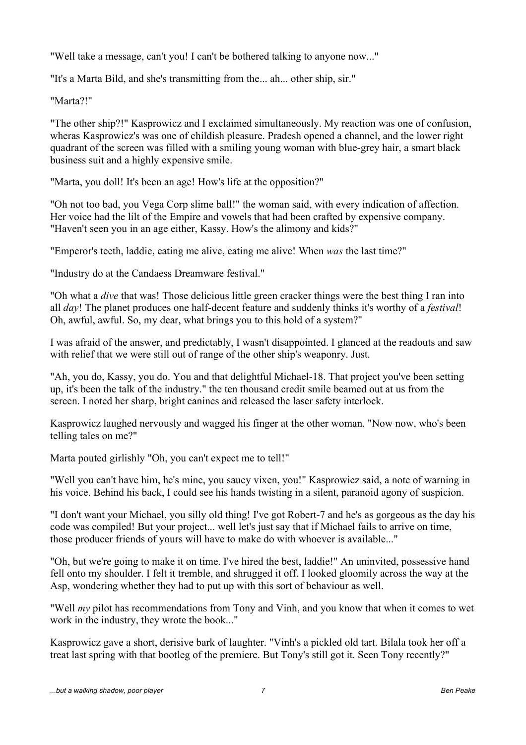"Well take a message, can't you! I can't be bothered talking to anyone now..."

"It's a Marta Bild, and she's transmitting from the... ah... other ship, sir."

"Marta?!"

"The other ship?!" Kasprowicz and I exclaimed simultaneously. My reaction was one of confusion, wheras Kasprowicz's was one of childish pleasure. Pradesh opened a channel, and the lower right quadrant of the screen was filled with a smiling young woman with blue-grey hair, a smart black business suit and a highly expensive smile.

"Marta, you doll! It's been an age! How's life at the opposition?"

"Oh not too bad, you Vega Corp slime ball!" the woman said, with every indication of affection. Her voice had the lilt of the Empire and vowels that had been crafted by expensive company. "Haven't seen you in an age either, Kassy. How's the alimony and kids?"

"Emperor's teeth, laddie, eating me alive, eating me alive! When *was* the last time?"

"Industry do at the Candaess Dreamware festival."

"Oh what a *dive* that was! Those delicious little green cracker things were the best thing I ran into all *day*! The planet produces one half-decent feature and suddenly thinks it's worthy of a *festival*! Oh, awful, awful. So, my dear, what brings you to this hold of a system?"

I was afraid of the answer, and predictably, I wasn't disappointed. I glanced at the readouts and saw with relief that we were still out of range of the other ship's weaponry. Just.

"Ah, you do, Kassy, you do. You and that delightful Michael-18. That project you've been setting up, it's been the talk of the industry." the ten thousand credit smile beamed out at us from the screen. I noted her sharp, bright canines and released the laser safety interlock.

Kasprowicz laughed nervously and wagged his finger at the other woman. "Now now, who's been telling tales on me?"

Marta pouted girlishly "Oh, you can't expect me to tell!"

"Well you can't have him, he's mine, you saucy vixen, you!" Kasprowicz said, a note of warning in his voice. Behind his back, I could see his hands twisting in a silent, paranoid agony of suspicion.

"I don't want your Michael, you silly old thing! I've got Robert-7 and he's as gorgeous as the day his code was compiled! But your project... well let's just say that if Michael fails to arrive on time, those producer friends of yours will have to make do with whoever is available..."

"Oh, but we're going to make it on time. I've hired the best, laddie!" An uninvited, possessive hand fell onto my shoulder. I felt it tremble, and shrugged it off. I looked gloomily across the way at the Asp, wondering whether they had to put up with this sort of behaviour as well.

"Well *my* pilot has recommendations from Tony and Vinh, and you know that when it comes to wet work in the industry, they wrote the book..."

Kasprowicz gave a short, derisive bark of laughter. "Vinh's a pickled old tart. Bilala took her off a treat last spring with that bootleg of the premiere. But Tony's still got it. Seen Tony recently?"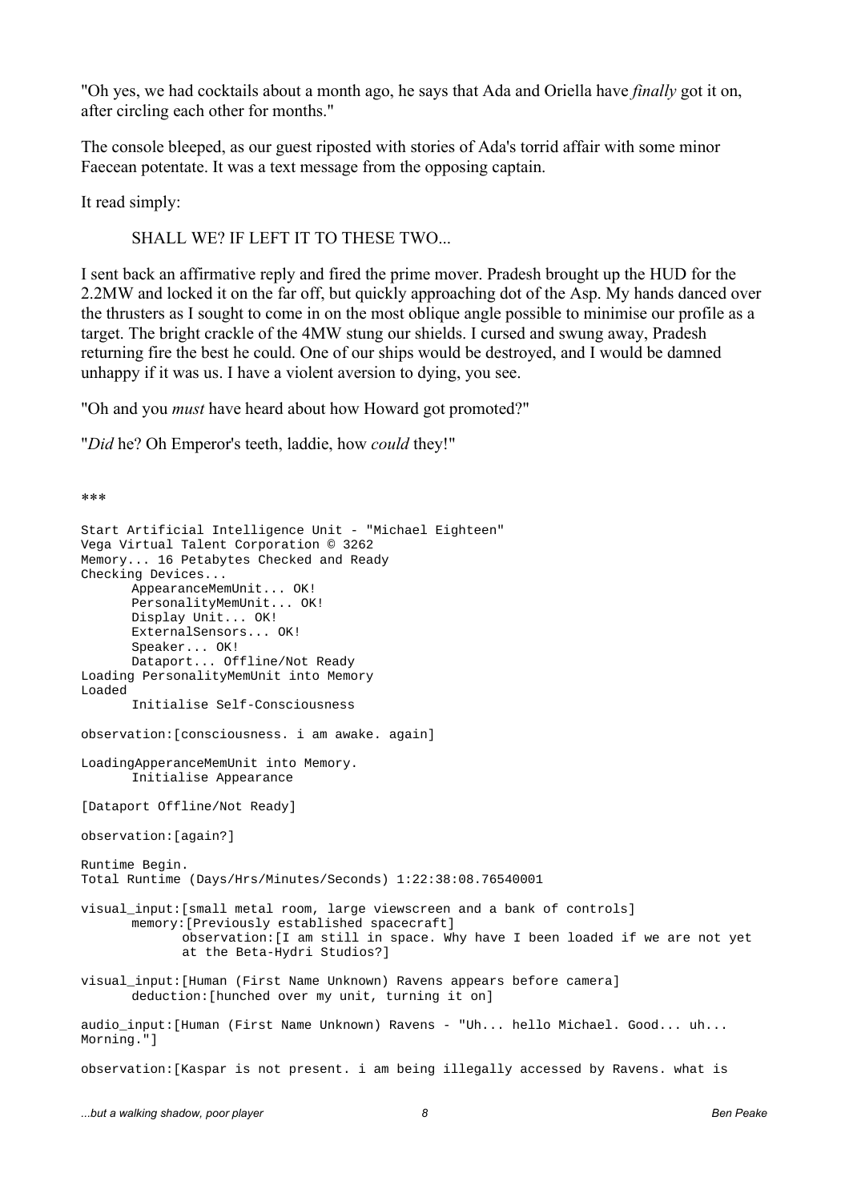"Oh yes, we had cocktails about a month ago, he says that Ada and Oriella have *finally* got it on, after circling each other for months."

The console bleeped, as our guest riposted with stories of Ada's torrid affair with some minor Faecean potentate. It was a text message from the opposing captain.

It read simply:

> SHALL WE? IF LEFT IT TO THESE TWO...

I sent back an affirmative reply and fired the prime mover. Pradesh brought up the HUD for the 2.2MW and locked it on the far off, but quickly approaching dot of the Asp. My hands danced over the thrusters as I sought to come in on the most oblique angle possible to minimise our profile as a target. The bright crackle of the 4MW stung our shields. I cursed and swung away, Pradesh returning fire the best he could. One of our ships would be destroyed, and I would be damned unhappy if it was us. I have a violent aversion to dying, you see.

"Oh and you *must* have heard about how Howard got promoted?"

"*Did* he? Oh Emperor's teeth, laddie, how *could* they!"

***

```
Start Artificial Intelligence Unit - "Michael Eighteen"
Vega Virtual Talent Corporation © 3262
Memory... 16 Petabytes Checked and Ready
Checking Devices...
      AppearanceMemUnit... OK!
      PersonalityMemUnit... OK!
      Display Unit... OK!
      ExternalSensors... OK!
      Speaker... OK!
      Dataport... Offline/Not Ready
Loading PersonalityMemUnit into Memory
Loaded
      Initialise Self-Consciousness

observation:[consciousness. i am awake. again]

LoadingApperanceMemUnit into Memory.
      Initialise Appearance

[Dataport Offline/Not Ready]

observation:[again?]

Runtime Begin.
Total Runtime (Days/Hrs/Minutes/Seconds) 1:22:38:08.76540001

visual_input:[small metal room, large viewscreen and a bank of controls]
      memory:[Previously established spacecraft]
            observation:[I am still in space. Why have I been loaded if we are not yet
            at the Beta-Hydri Studios?]

visual_input:[Human (First Name Unknown) Ravens appears before camera]
      deduction:[hunched over my unit, turning it on]

audio_input:[Human (First Name Unknown) Ravens - "Uh... hello Michael. Good... uh...
Morning."]

observation:[Kaspar is not present. i am being illegally accessed by Ravens. what is
```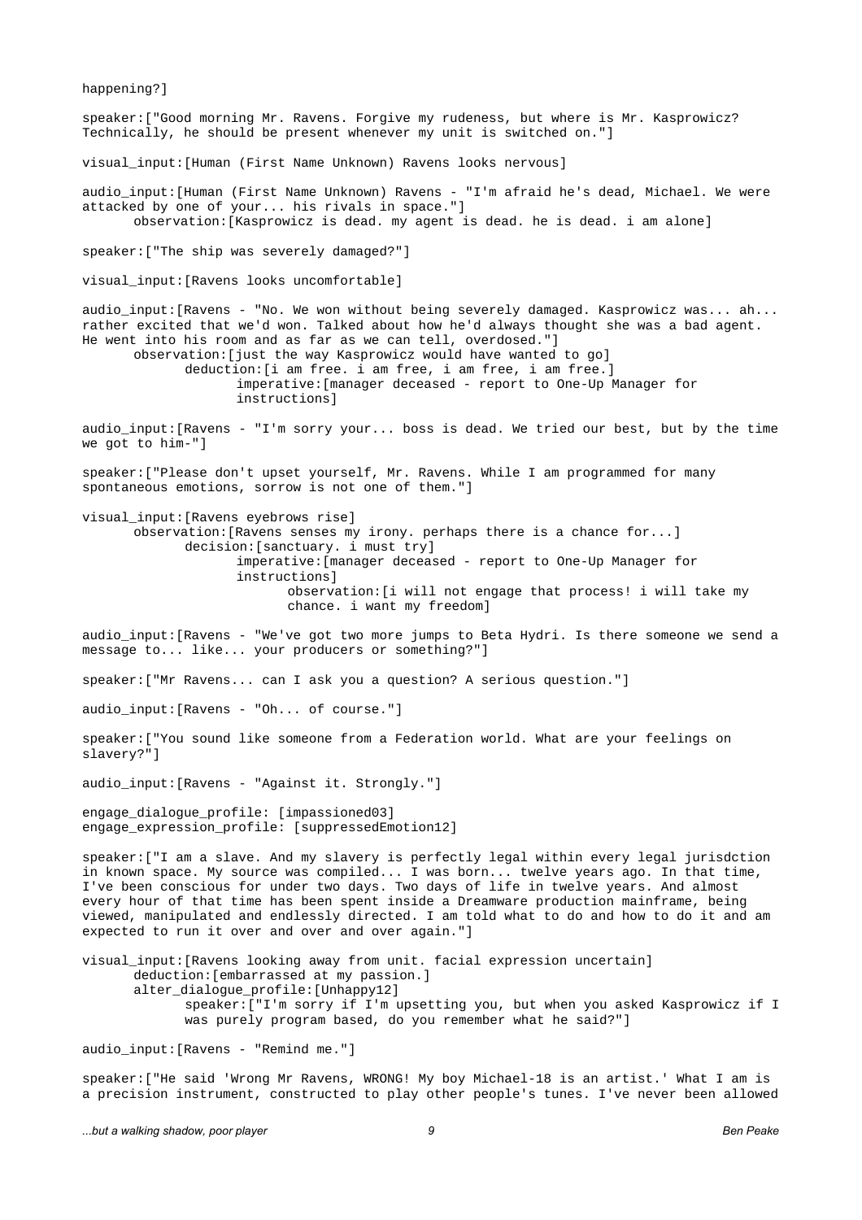happening?]

speaker:["Good morning Mr. Ravens. Forgive my rudeness, but where is Mr. Kasprowicz? Technically, he should be present whenever my unit is switched on."]

visual_input:[Human (First Name Unknown) Ravens looks nervous]

audio_input:[Human (First Name Unknown) Ravens - "I'm afraid he's dead, Michael. We were attacked by one of your... his rivals in space."]
    observation:[Kasprowicz is dead. my agent is dead. he is dead. i am alone]

speaker:["The ship was severely damaged?"]

visual_input:[Ravens looks uncomfortable]

audio_input:[Ravens - "No. We won without being severely damaged. Kasprowicz was... ah... rather excited that we'd won. Talked about how he'd always thought she was a bad agent. He went into his room and as far as we can tell, overdosed."]
    observation:[just the way Kasprowicz would have wanted to go]
        deduction:[i am free. i am free, i am free, i am free.]
            imperative:[manager deceased - report to One-Up Manager for instructions]

audio_input:[Ravens - "I'm sorry your... boss is dead. We tried our best, but by the time we got to him-"]

speaker:["Please don't upset yourself, Mr. Ravens. While I am programmed for many spontaneous emotions, sorrow is not one of them."]

visual_input:[Ravens eyebrows rise]
    observation:[Ravens senses my irony. perhaps there is a chance for...]
        decision:[sanctuary. i must try]
            imperative:[manager deceased - report to One-Up Manager for instructions]
                observation:[i will not engage that process! i will take my chance. i want my freedom]

audio_input:[Ravens - "We've got two more jumps to Beta Hydri. Is there someone we send a message to... like... your producers or something?"]

speaker:["Mr Ravens... can I ask you a question? A serious question."]

audio_input:[Ravens - "Oh... of course."]

speaker:["You sound like someone from a Federation world. What are your feelings on slavery?"]

audio_input:[Ravens - "Against it. Strongly."]

engage_dialogue_profile: [impassioned03]
engage_expression_profile: [suppressedEmotion12]

speaker:["I am a slave. And my slavery is perfectly legal within every legal jurisdction in known space. My source was compiled... I was born... twelve years ago. In that time, I've been conscious for under two days. Two days of life in twelve years. And almost every hour of that time has been spent inside a Dreamware production mainframe, being viewed, manipulated and endlessly directed. I am told what to do and how to do it and am expected to run it over and over and over again."]

visual_input:[Ravens looking away from unit. facial expression uncertain]
    deduction:[embarrassed at my passion.]
    alter_dialogue_profile:[Unhappy12]
        speaker:["I'm sorry if I'm upsetting you, but when you asked Kasprowicz if I was purely program based, do you remember what he said?"]

audio_input:[Ravens - "Remind me."]

speaker:["He said 'Wrong Mr Ravens, WRONG! My boy Michael-18 is an artist.' What I am is a precision instrument, constructed to play other people's tunes. I've never been allowed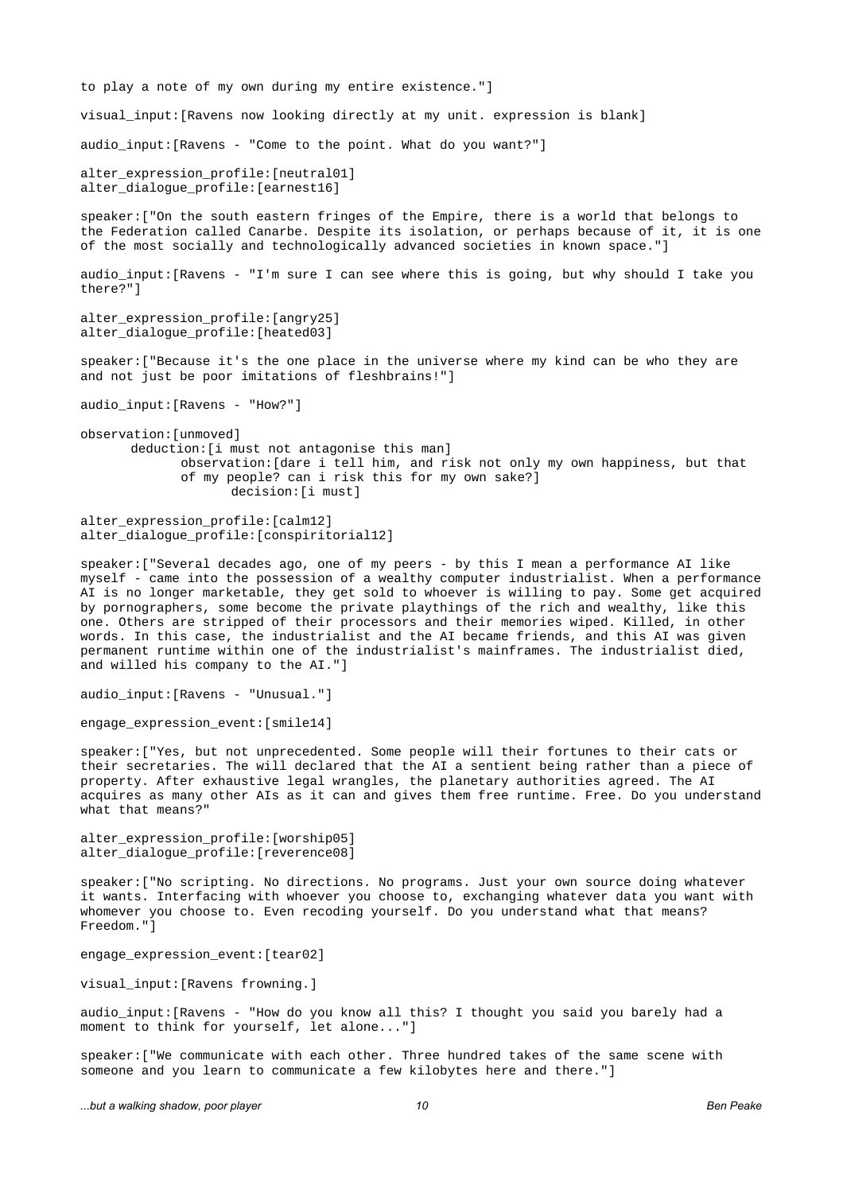to play a note of my own during my entire existence."]

visual_input:[Ravens now looking directly at my unit. expression is blank]

audio_input:[Ravens - "Come to the point. What do you want?"]

alter_expression_profile:[neutral01]
alter_dialogue_profile:[earnest16]

speaker:["On the south eastern fringes of the Empire, there is a world that belongs to the Federation called Canarbe. Despite its isolation, or perhaps because of it, it is one of the most socially and technologically advanced societies in known space."]

audio_input:[Ravens - "I'm sure I can see where this is going, but why should I take you there?"]

alter_expression_profile:[angry25]
alter_dialogue_profile:[heated03]

speaker:["Because it's the one place in the universe where my kind can be who they are and not just be poor imitations of fleshbrains!"]

audio_input:[Ravens - "How?"]

```
observation:[unmoved]
      deduction:[i must not antagonise this man]
            observation:[dare i tell him, and risk not only my own happiness, but that
            of my people? can i risk this for my own sake?]
                  decision:[i must]
```

alter_expression_profile:[calm12]
alter_dialogue_profile:[conspiritorial12]

speaker:["Several decades ago, one of my peers - by this I mean a performance AI like myself - came into the possession of a wealthy computer industrialist. When a performance AI is no longer marketable, they get sold to whoever is willing to pay. Some get acquired by pornographers, some become the private playthings of the rich and wealthy, like this one. Others are stripped of their processors and their memories wiped. Killed, in other words. In this case, the industrialist and the AI became friends, and this AI was given permanent runtime within one of the industrialist's mainframes. The industrialist died, and willed his company to the AI."]

audio_input:[Ravens - "Unusual."]

engage_expression_event:[smile14]

speaker:["Yes, but not unprecedented. Some people will their fortunes to their cats or their secretaries. The will declared that the AI a sentient being rather than a piece of property. After exhaustive legal wrangles, the planetary authorities agreed. The AI acquires as many other AIs as it can and gives them free runtime. Free. Do you understand what that means?"

alter_expression_profile:[worship05]
alter_dialogue_profile:[reverence08]

speaker:["No scripting. No directions. No programs. Just your own source doing whatever it wants. Interfacing with whoever you choose to, exchanging whatever data you want with whomever you choose to. Even recoding yourself. Do you understand what that means? Freedom."]

engage_expression_event:[tear02]

visual_input:[Ravens frowning.]

audio_input:[Ravens - "How do you know all this? I thought you said you barely had a moment to think for yourself, let alone..."]

speaker:["We communicate with each other. Three hundred takes of the same scene with someone and you learn to communicate a few kilobytes here and there."]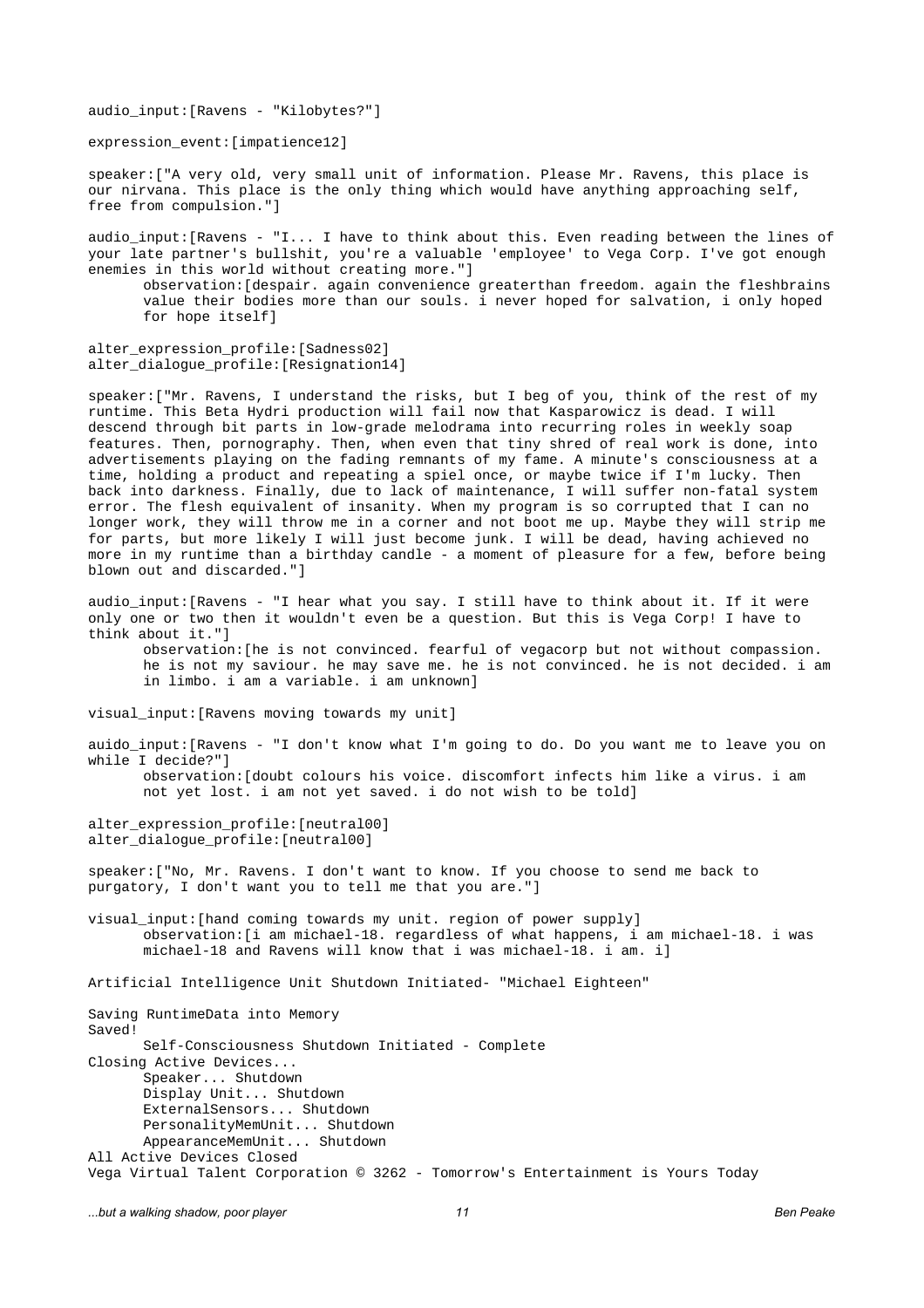audio_input:[Ravens - "Kilobytes?"]

expression_event:[impatience12]

speaker:["A very old, very small unit of information. Please Mr. Ravens, this place is our nirvana. This place is the only thing which would have anything approaching self, free from compulsion."]

audio_input:[Ravens - "I... I have to think about this. Even reading between the lines of your late partner's bullshit, you're a valuable 'employee' to Vega Corp. I've got enough enemies in this world without creating more."]

  observation:[despair. again convenience greaterthan freedom. again the fleshbrains value their bodies more than our souls. i never hoped for salvation, i only hoped for hope itself]

alter_expression_profile:[Sadness02]
alter_dialogue_profile:[Resignation14]

speaker:["Mr. Ravens, I understand the risks, but I beg of you, think of the rest of my runtime. This Beta Hydri production will fail now that Kasparowicz is dead. I will descend through bit parts in low-grade melodrama into recurring roles in weekly soap features. Then, pornography. Then, when even that tiny shred of real work is done, into advertisements playing on the fading remnants of my fame. A minute's consciousness at a time, holding a product and repeating a spiel once, or maybe twice if I'm lucky. Then back into darkness. Finally, due to lack of maintenance, I will suffer non-fatal system error. The flesh equivalent of insanity. When my program is so corrupted that I can no longer work, they will throw me in a corner and not boot me up. Maybe they will strip me for parts, but more likely I will just become junk. I will be dead, having achieved no more in my runtime than a birthday candle - a moment of pleasure for a few, before being blown out and discarded."]

audio_input:[Ravens - "I hear what you say. I still have to think about it. If it were only one or two then it wouldn't even be a question. But this is Vega Corp! I have to think about it."]

  observation:[he is not convinced. fearful of vegacorp but not without compassion. he is not my saviour. he may save me. he is not convinced. he is not decided. i am in limbo. i am a variable. i am unknown]

visual_input:[Ravens moving towards my unit]

auido_input:[Ravens - "I don't know what I'm going to do. Do you want me to leave you on while I decide?"]

  observation:[doubt colours his voice. discomfort infects him like a virus. i am not yet lost. i am not yet saved. i do not wish to be told]

alter_expression_profile:[neutral00]
alter_dialogue_profile:[neutral00]

speaker:["No, Mr. Ravens. I don't want to know. If you choose to send me back to purgatory, I don't want you to tell me that you are."]

visual_input:[hand coming towards my unit. region of power supply]

  observation:[i am michael-18. regardless of what happens, i am michael-18. i was michael-18 and Ravens will know that i was michael-18. i am. i]

Artificial Intelligence Unit Shutdown Initiated- "Michael Eighteen"

Saving RuntimeData into Memory
Saved!
  Self-Consciousness Shutdown Initiated - Complete
Closing Active Devices...
  Speaker... Shutdown
  Display Unit... Shutdown
  ExternalSensors... Shutdown
  PersonalityMemUnit... Shutdown
  AppearanceMemUnit... Shutdown
All Active Devices Closed
Vega Virtual Talent Corporation © 3262 - Tomorrow's Entertainment is Yours Today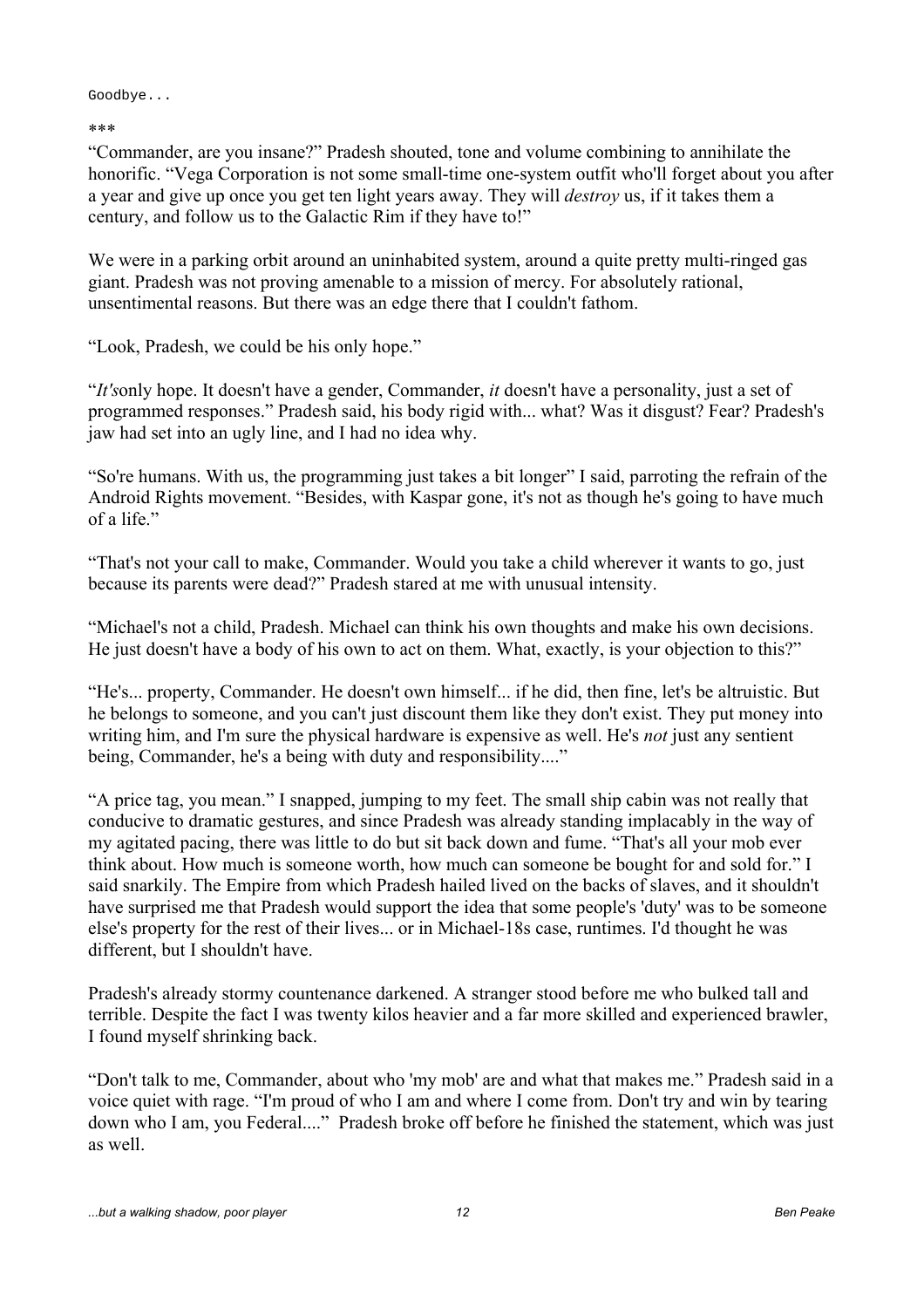Goodbye...

\*\*\*

"Commander, are you insane?" Pradesh shouted, tone and volume combining to annihilate the honorific. "Vega Corporation is not some small-time one-system outfit who'll forget about you after a year and give up once you get ten light years away. They will *destroy* us, if it takes them a century, and follow us to the Galactic Rim if they have to!"

We were in a parking orbit around an uninhabited system, around a quite pretty multi-ringed gas giant. Pradesh was not proving amenable to a mission of mercy. For absolutely rational, unsentimental reasons. But there was an edge there that I couldn't fathom.

"Look, Pradesh, we could be his only hope."

"*It's*only hope. It doesn't have a gender, Commander, *it* doesn't have a personality, just a set of programmed responses." Pradesh said, his body rigid with... what? Was it disgust? Fear? Pradesh's jaw had set into an ugly line, and I had no idea why.

"So're humans. With us, the programming just takes a bit longer" I said, parroting the refrain of the Android Rights movement. "Besides, with Kaspar gone, it's not as though he's going to have much of a life."

"That's not your call to make, Commander. Would you take a child wherever it wants to go, just because its parents were dead?" Pradesh stared at me with unusual intensity.

"Michael's not a child, Pradesh. Michael can think his own thoughts and make his own decisions. He just doesn't have a body of his own to act on them. What, exactly, is your objection to this?"

"He's... property, Commander. He doesn't own himself... if he did, then fine, let's be altruistic. But he belongs to someone, and you can't just discount them like they don't exist. They put money into writing him, and I'm sure the physical hardware is expensive as well. He's *not* just any sentient being, Commander, he's a being with duty and responsibility...."

"A price tag, you mean." I snapped, jumping to my feet. The small ship cabin was not really that conducive to dramatic gestures, and since Pradesh was already standing implacably in the way of my agitated pacing, there was little to do but sit back down and fume. "That's all your mob ever think about. How much is someone worth, how much can someone be bought for and sold for." I said snarkily. The Empire from which Pradesh hailed lived on the backs of slaves, and it shouldn't have surprised me that Pradesh would support the idea that some people's 'duty' was to be someone else's property for the rest of their lives... or in Michael-18s case, runtimes. I'd thought he was different, but I shouldn't have.

Pradesh's already stormy countenance darkened. A stranger stood before me who bulked tall and terrible. Despite the fact I was twenty kilos heavier and a far more skilled and experienced brawler, I found myself shrinking back.

"Don't talk to me, Commander, about who 'my mob' are and what that makes me." Pradesh said in a voice quiet with rage. "I'm proud of who I am and where I come from. Don't try and win by tearing down who I am, you Federal...." Pradesh broke off before he finished the statement, which was just as well.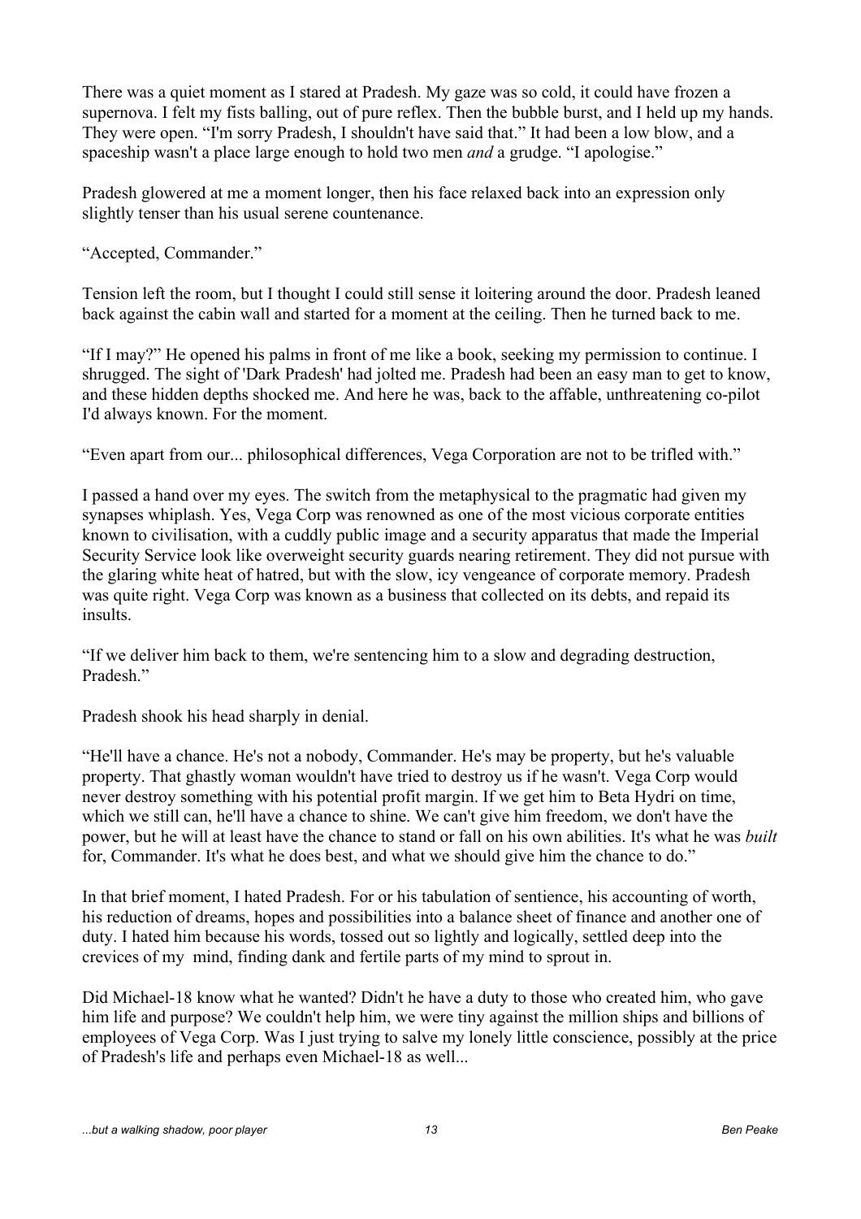There was a quiet moment as I stared at Pradesh. My gaze was so cold, it could have frozen a supernova. I felt my fists balling, out of pure reflex. Then the bubble burst, and I held up my hands. They were open. "I'm sorry Pradesh, I shouldn't have said that." It had been a low blow, and a spaceship wasn't a place large enough to hold two men *and* a grudge. "I apologise."

Pradesh glowered at me a moment longer, then his face relaxed back into an expression only slightly tenser than his usual serene countenance.

"Accepted, Commander."

Tension left the room, but I thought I could still sense it loitering around the door. Pradesh leaned back against the cabin wall and started for a moment at the ceiling. Then he turned back to me.

"If I may?" He opened his palms in front of me like a book, seeking my permission to continue. I shrugged. The sight of 'Dark Pradesh' had jolted me. Pradesh had been an easy man to get to know, and these hidden depths shocked me. And here he was, back to the affable, unthreatening co-pilot I'd always known. For the moment.

"Even apart from our... philosophical differences, Vega Corporation are not to be trifled with."

I passed a hand over my eyes. The switch from the metaphysical to the pragmatic had given my synapses whiplash. Yes, Vega Corp was renowned as one of the most vicious corporate entities known to civilisation, with a cuddly public image and a security apparatus that made the Imperial Security Service look like overweight security guards nearing retirement. They did not pursue with the glaring white heat of hatred, but with the slow, icy vengeance of corporate memory. Pradesh was quite right. Vega Corp was known as a business that collected on its debts, and repaid its insults.

"If we deliver him back to them, we're sentencing him to a slow and degrading destruction, Pradesh."

Pradesh shook his head sharply in denial.

"He'll have a chance. He's not a nobody, Commander. He's may be property, but he's valuable property. That ghastly woman wouldn't have tried to destroy us if he wasn't. Vega Corp would never destroy something with his potential profit margin. If we get him to Beta Hydri on time, which we still can, he'll have a chance to shine. We can't give him freedom, we don't have the power, but he will at least have the chance to stand or fall on his own abilities. It's what he was *built* for, Commander. It's what he does best, and what we should give him the chance to do."

In that brief moment, I hated Pradesh. For or his tabulation of sentience, his accounting of worth, his reduction of dreams, hopes and possibilities into a balance sheet of finance and another one of duty. I hated him because his words, tossed out so lightly and logically, settled deep into the crevices of my mind, finding dank and fertile parts of my mind to sprout in.

Did Michael-18 know what he wanted? Didn't he have a duty to those who created him, who gave him life and purpose? We couldn't help him, we were tiny against the million ships and billions of employees of Vega Corp. Was I just trying to salve my lonely little conscience, possibly at the price of Pradesh's life and perhaps even Michael-18 as well...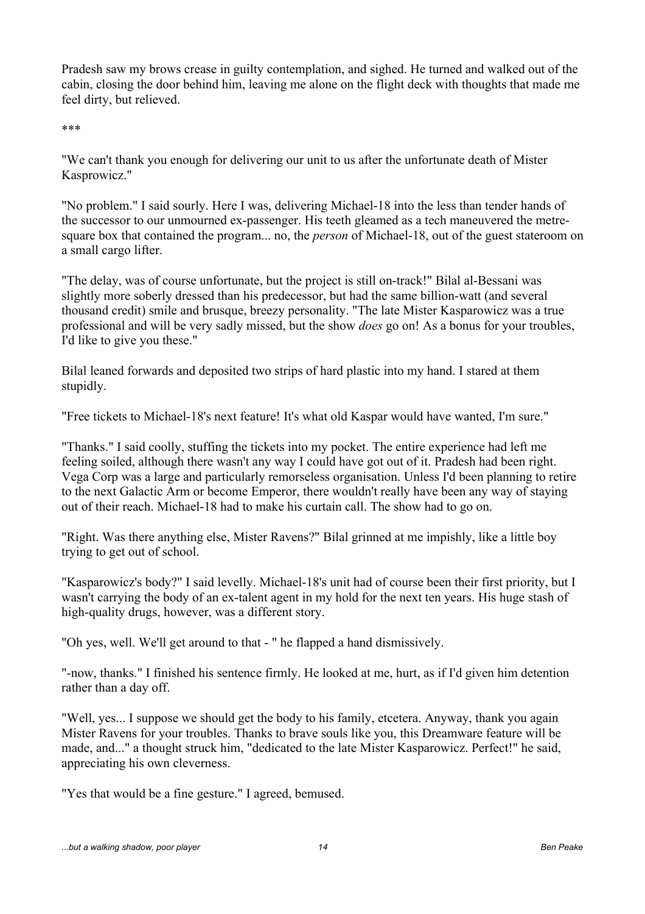Pradesh saw my brows crease in guilty contemplation, and sighed. He turned and walked out of the cabin, closing the door behind him, leaving me alone on the flight deck with thoughts that made me feel dirty, but relieved.

***

"We can't thank you enough for delivering our unit to us after the unfortunate death of Mister Kasprowicz."

"No problem." I said sourly. Here I was, delivering Michael-18 into the less than tender hands of the successor to our unmourned ex-passenger. His teeth gleamed as a tech maneuvered the metre-square box that contained the program... no, the *person* of Michael-18, out of the guest stateroom on a small cargo lifter.

"The delay, was of course unfortunate, but the project is still on-track!" Bilal al-Bessani was slightly more soberly dressed than his predecessor, but had the same billion-watt (and several thousand credit) smile and brusque, breezy personality. "The late Mister Kasparowicz was a true professional and will be very sadly missed, but the show *does* go on! As a bonus for your troubles, I'd like to give you these."

Bilal leaned forwards and deposited two strips of hard plastic into my hand. I stared at them stupidly.

"Free tickets to Michael-18's next feature! It's what old Kaspar would have wanted, I'm sure."

"Thanks." I said coolly, stuffing the tickets into my pocket. The entire experience had left me feeling soiled, although there wasn't any way I could have got out of it. Pradesh had been right. Vega Corp was a large and particularly remorseless organisation. Unless I'd been planning to retire to the next Galactic Arm or become Emperor, there wouldn't really have been any way of staying out of their reach. Michael-18 had to make his curtain call. The show had to go on.

"Right. Was there anything else, Mister Ravens?" Bilal grinned at me impishly, like a little boy trying to get out of school.

"Kasparowicz's body?" I said levelly. Michael-18's unit had of course been their first priority, but I wasn't carrying the body of an ex-talent agent in my hold for the next ten years. His huge stash of high-quality drugs, however, was a different story.

"Oh yes, well. We'll get around to that - " he flapped a hand dismissively.

"-now, thanks." I finished his sentence firmly. He looked at me, hurt, as if I'd given him detention rather than a day off.

"Well, yes... I suppose we should get the body to his family, etcetera. Anyway, thank you again Mister Ravens for your troubles. Thanks to brave souls like you, this Dreamware feature will be made, and..." a thought struck him, "dedicated to the late Mister Kasparowicz. Perfect!" he said, appreciating his own cleverness.

"Yes that would be a fine gesture." I agreed, bemused.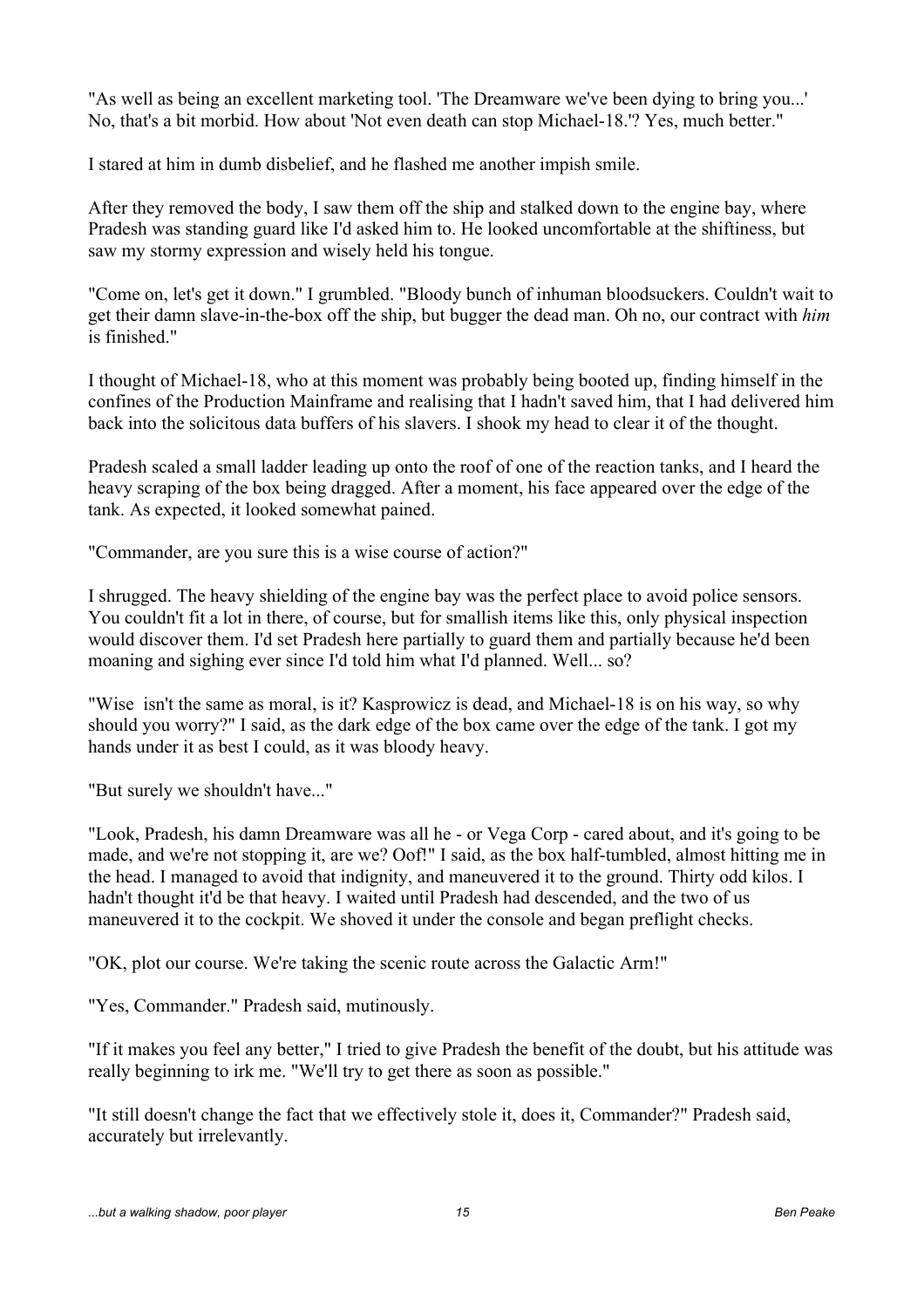"As well as being an excellent marketing tool. 'The Dreamware we've been dying to bring you...' No, that's a bit morbid. How about 'Not even death can stop Michael-18.'? Yes, much better."

I stared at him in dumb disbelief, and he flashed me another impish smile.

After they removed the body, I saw them off the ship and stalked down to the engine bay, where Pradesh was standing guard like I'd asked him to. He looked uncomfortable at the shiftiness, but saw my stormy expression and wisely held his tongue.

"Come on, let's get it down." I grumbled. "Bloody bunch of inhuman bloodsuckers. Couldn't wait to get their damn slave-in-the-box off the ship, but bugger the dead man. Oh no, our contract with *him* is finished."

I thought of Michael-18, who at this moment was probably being booted up, finding himself in the confines of the Production Mainframe and realising that I hadn't saved him, that I had delivered him back into the solicitous data buffers of his slavers. I shook my head to clear it of the thought.

Pradesh scaled a small ladder leading up onto the roof of one of the reaction tanks, and I heard the heavy scraping of the box being dragged. After a moment, his face appeared over the edge of the tank. As expected, it looked somewhat pained.

"Commander, are you sure this is a wise course of action?"

I shrugged. The heavy shielding of the engine bay was the perfect place to avoid police sensors. You couldn't fit a lot in there, of course, but for smallish items like this, only physical inspection would discover them. I'd set Pradesh here partially to guard them and partially because he'd been moaning and sighing ever since I'd told him what I'd planned. Well... so?

"Wise  isn't the same as moral, is it? Kasprowicz is dead, and Michael-18 is on his way, so why should you worry?" I said, as the dark edge of the box came over the edge of the tank. I got my hands under it as best I could, as it was bloody heavy.

"But surely we shouldn't have..."

"Look, Pradesh, his damn Dreamware was all he - or Vega Corp - cared about, and it's going to be made, and we're not stopping it, are we? Oof!" I said, as the box half-tumbled, almost hitting me in the head. I managed to avoid that indignity, and maneuvered it to the ground. Thirty odd kilos. I hadn't thought it'd be that heavy. I waited until Pradesh had descended, and the two of us maneuvered it to the cockpit. We shoved it under the console and began preflight checks.

"OK, plot our course. We're taking the scenic route across the Galactic Arm!"

"Yes, Commander." Pradesh said, mutinously.

"If it makes you feel any better," I tried to give Pradesh the benefit of the doubt, but his attitude was really beginning to irk me. "We'll try to get there as soon as possible."

"It still doesn't change the fact that we effectively stole it, does it, Commander?" Pradesh said, accurately but irrelevantly.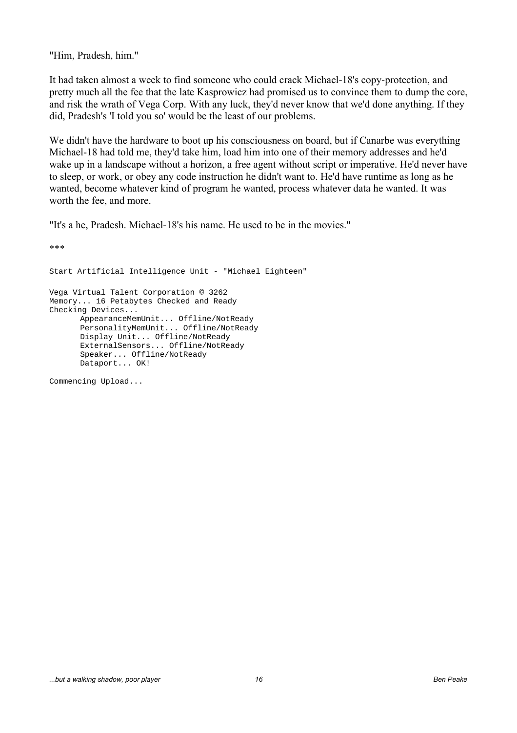"Him, Pradesh, him."

It had taken almost a week to find someone who could crack Michael-18's copy-protection, and pretty much all the fee that the late Kasprowicz had promised us to convince them to dump the core, and risk the wrath of Vega Corp. With any luck, they'd never know that we'd done anything. If they did, Pradesh's 'I told you so' would be the least of our problems.

We didn't have the hardware to boot up his consciousness on board, but if Canarbe was everything Michael-18 had told me, they'd take him, load him into one of their memory addresses and he'd wake up in a landscape without a horizon, a free agent without script or imperative. He'd never have to sleep, or work, or obey any code instruction he didn't want to. He'd have runtime as long as he wanted, become whatever kind of program he wanted, process whatever data he wanted. It was worth the fee, and more.

"It's a he, Pradesh. Michael-18's his name. He used to be in the movies."

***

```
Start Artificial Intelligence Unit - "Michael Eighteen"

Vega Virtual Talent Corporation © 3262
Memory... 16 Petabytes Checked and Ready
Checking Devices...
       AppearanceMemUnit... Offline/NotReady
       PersonalityMemUnit... Offline/NotReady
       Display Unit... Offline/NotReady
       ExternalSensors... Offline/NotReady
       Speaker... Offline/NotReady
       Dataport... OK!

Commencing Upload...
```